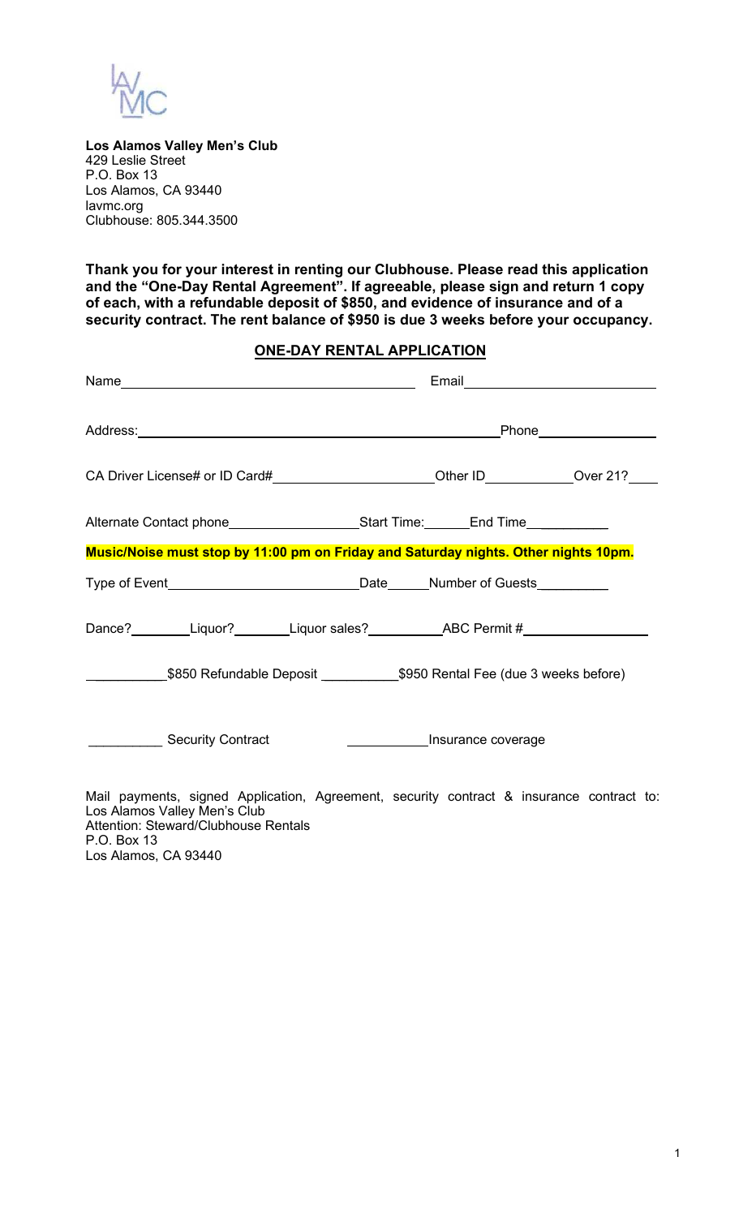**Los Alamos Valley Men's Club**
429 Leslie Street
P.O. Box 13
Los Alamos, CA 93440
lavmc.org
Clubhouse: 805.344.3500

**Thank you for your interest in renting our Clubhouse. Please read this application and the "One-Day Rental Agreement". If agreeable, please sign and return 1 copy of each, with a refundable deposit of $850, and evidence of insurance and of a security contract. The rent balance of $950 is due 3 weeks before your occupancy.**

## ONE-DAY RENTAL APPLICATION

Name________________________________________ Email___________________________

Address:___________________________________________________Phone__________________

CA Driver License# or ID Card#______________________Other ID____________Over 21?____

Alternate Contact phone__________________Start Time:______End Time__________

**Music/Noise must stop by 11:00 pm on Friday and Saturday nights. Other nights 10pm.**

Type of Event__________________________Date______Number of Guests__________

Dance?________Liquor?________Liquor sales?__________ABC Permit #_________________

__________$850 Refundable Deposit __________$950 Rental Fee (due 3 weeks before)

__________ Security Contract __________Insurance coverage

Mail payments, signed Application, Agreement, security contract & insurance contract to:
Los Alamos Valley Men's Club
Attention: Steward/Clubhouse Rentals
P.O. Box 13
Los Alamos, CA 93440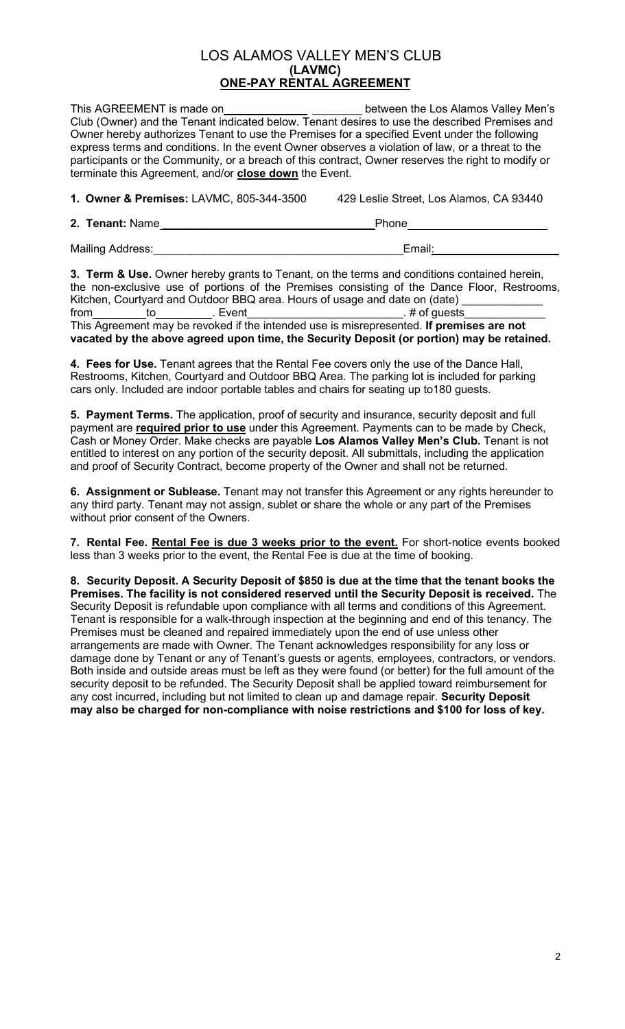# LOS ALAMOS VALLEY MEN'S CLUB
## (LAVMC)
## ONE-PAY RENTAL AGREEMENT

This AGREEMENT is made on_____________ ________ between the Los Alamos Valley Men's Club (Owner) and the Tenant indicated below. Tenant desires to use the described Premises and Owner hereby authorizes Tenant to use the Premises for a specified Event under the following express terms and conditions. In the event Owner observes a violation of law, or a threat to the participants or the Community, or a breach of this contract, Owner reserves the right to modify or terminate this Agreement, and/or **close down** the Event.

**1. Owner & Premises:** LAVMC, 805-344-3500 429 Leslie Street, Los Alamos, CA 93440

**2. Tenant:** Name________________________________ Phone______________________

Mailing Address:________________________________________ Email:____________________

**3. Term & Use.** Owner hereby grants to Tenant, on the terms and conditions contained herein, the non-exclusive use of portions of the Premises consisting of the Dance Floor, Restrooms, Kitchen, Courtyard and Outdoor BBQ area. Hours of usage and date on (date) ____________ from________to_________. Event________________________. # of guests____________
This Agreement may be revoked if the intended use is misrepresented. **If premises are not vacated by the above agreed upon time, the Security Deposit (or portion) may be retained.**

**4. Fees for Use.** Tenant agrees that the Rental Fee covers only the use of the Dance Hall, Restrooms, Kitchen, Courtyard and Outdoor BBQ Area. The parking lot is included for parking cars only. Included are indoor portable tables and chairs for seating up to180 guests.

**5. Payment Terms.** The application, proof of security and insurance, security deposit and full payment are **required prior to use** under this Agreement. Payments can to be made by Check, Cash or Money Order. Make checks are payable **Los Alamos Valley Men's Club.** Tenant is not entitled to interest on any portion of the security deposit. All submittals, including the application and proof of Security Contract, become property of the Owner and shall not be returned.

**6. Assignment or Sublease.** Tenant may not transfer this Agreement or any rights hereunder to any third party. Tenant may not assign, sublet or share the whole or any part of the Premises without prior consent of the Owners.

**7. Rental Fee. Rental Fee is due 3 weeks prior to the event.** For short-notice events booked less than 3 weeks prior to the event, the Rental Fee is due at the time of booking.

**8. Security Deposit. A Security Deposit of $850 is due at the time that the tenant books the Premises. The facility is not considered reserved until the Security Deposit is received.** The Security Deposit is refundable upon compliance with all terms and conditions of this Agreement. Tenant is responsible for a walk-through inspection at the beginning and end of this tenancy. The Premises must be cleaned and repaired immediately upon the end of use unless other arrangements are made with Owner. The Tenant acknowledges responsibility for any loss or damage done by Tenant or any of Tenant's guests or agents, employees, contractors, or vendors. Both inside and outside areas must be left as they were found (or better) for the full amount of the security deposit to be refunded. The Security Deposit shall be applied toward reimbursement for any cost incurred, including but not limited to clean up and damage repair. **Security Deposit may also be charged for non-compliance with noise restrictions and $100 for loss of key.**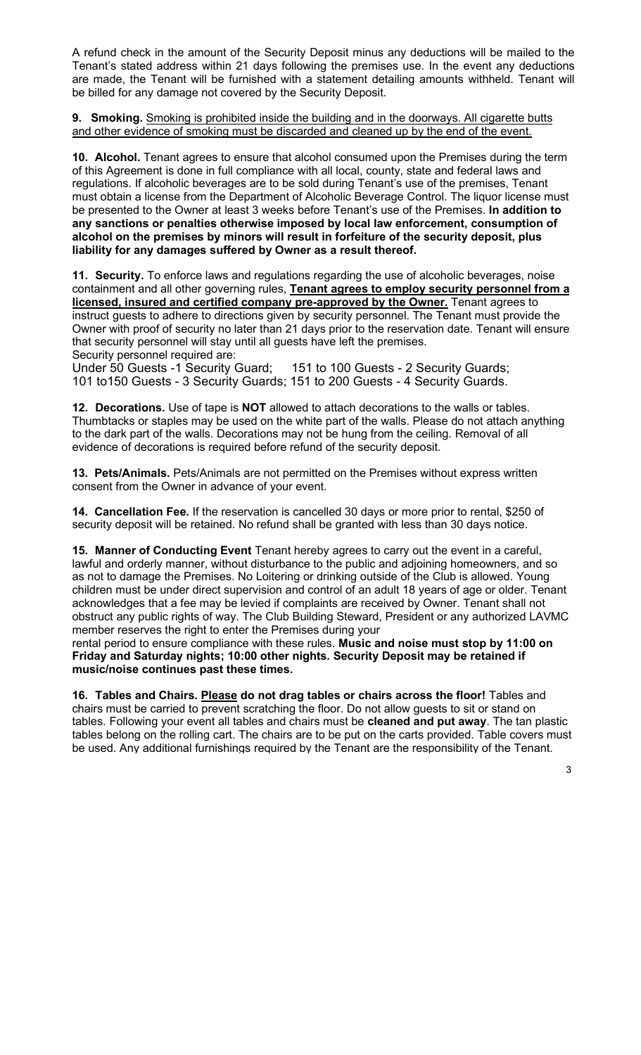A refund check in the amount of the Security Deposit minus any deductions will be mailed to the Tenant's stated address within 21 days following the premises use. In the event any deductions are made, the Tenant will be furnished with a statement detailing amounts withheld. Tenant will be billed for any damage not covered by the Security Deposit.

**9. Smoking.** Smoking is prohibited inside the building and in the doorways. All cigarette butts and other evidence of smoking must be discarded and cleaned up by the end of the event.

**10. Alcohol.** Tenant agrees to ensure that alcohol consumed upon the Premises during the term of this Agreement is done in full compliance with all local, county, state and federal laws and regulations. If alcoholic beverages are to be sold during Tenant's use of the premises, Tenant must obtain a license from the Department of Alcoholic Beverage Control. The liquor license must be presented to the Owner at least 3 weeks before Tenant's use of the Premises. **In addition to any sanctions or penalties otherwise imposed by local law enforcement, consumption of alcohol on the premises by minors will result in forfeiture of the security deposit, plus liability for any damages suffered by Owner as a result thereof.**

**11. Security.** To enforce laws and regulations regarding the use of alcoholic beverages, noise containment and all other governing rules, **Tenant agrees to employ security personnel from a licensed, insured and certified company pre-approved by the Owner.** Tenant agrees to instruct guests to adhere to directions given by security personnel. The Tenant must provide the Owner with proof of security no later than 21 days prior to the reservation date. Tenant will ensure that security personnel will stay until all guests have left the premises.
Security personnel required are:
Under 50 Guests -1 Security Guard; 151 to 100 Guests - 2 Security Guards;
101 to150 Guests - 3 Security Guards; 151 to 200 Guests - 4 Security Guards.

**12. Decorations.** Use of tape is **NOT** allowed to attach decorations to the walls or tables. Thumbtacks or staples may be used on the white part of the walls. Please do not attach anything to the dark part of the walls. Decorations may not be hung from the ceiling. Removal of all evidence of decorations is required before refund of the security deposit.

**13. Pets/Animals.** Pets/Animals are not permitted on the Premises without express written consent from the Owner in advance of your event.

**14. Cancellation Fee.** If the reservation is cancelled 30 days or more prior to rental, $250 of security deposit will be retained. No refund shall be granted with less than 30 days notice.

**15. Manner of Conducting Event** Tenant hereby agrees to carry out the event in a careful, lawful and orderly manner, without disturbance to the public and adjoining homeowners, and so as not to damage the Premises. No Loitering or drinking outside of the Club is allowed. Young children must be under direct supervision and control of an adult 18 years of age or older. Tenant acknowledges that a fee may be levied if complaints are received by Owner. Tenant shall not obstruct any public rights of way. The Club Building Steward, President or any authorized LAVMC member reserves the right to enter the Premises during your rental period to ensure compliance with these rules. **Music and noise must stop by 11:00 on Friday and Saturday nights; 10:00 other nights. Security Deposit may be retained if music/noise continues past these times.**

**16. Tables and Chairs. Please do not drag tables or chairs across the floor!** Tables and chairs must be carried to prevent scratching the floor. Do not allow guests to sit or stand on tables. Following your event all tables and chairs must be **cleaned and put away**. The tan plastic tables belong on the rolling cart. The chairs are to be put on the carts provided. Table covers must be used. Any additional furnishings required by the Tenant are the responsibility of the Tenant.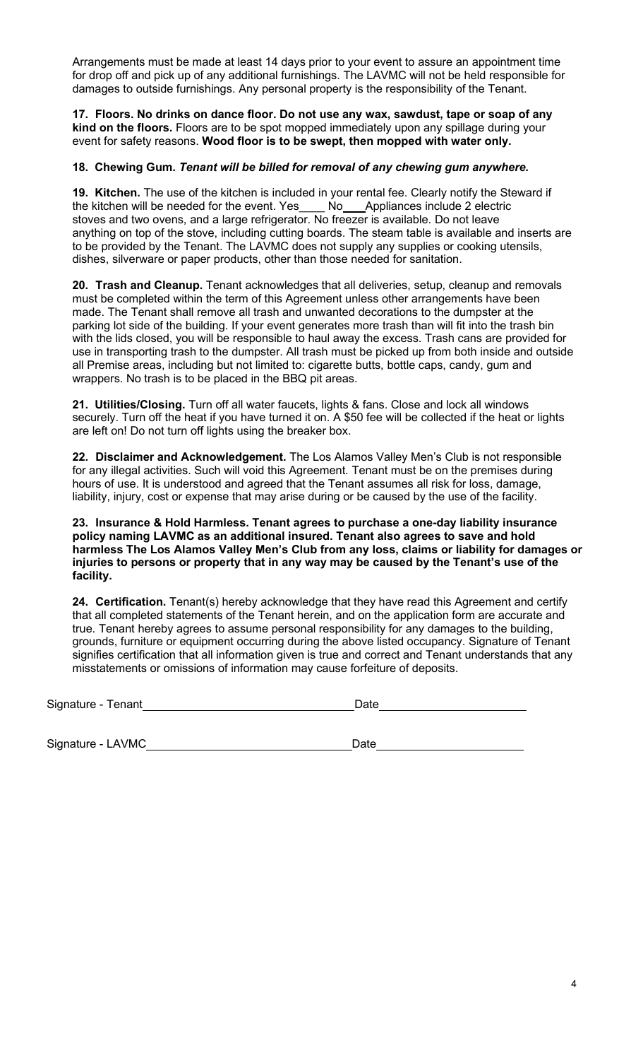Arrangements must be made at least 14 days prior to your event to assure an appointment time for drop off and pick up of any additional furnishings. The LAVMC will not be held responsible for damages to outside furnishings. Any personal property is the responsibility of the Tenant.

**17. Floors. No drinks on dance floor. Do not use any wax, sawdust, tape or soap of any kind on the floors.** Floors are to be spot mopped immediately upon any spillage during your event for safety reasons. **Wood floor is to be swept, then mopped with water only.**

**18. Chewing Gum.** ***Tenant will be billed for removal of any chewing gum anywhere.***

**19. Kitchen.** The use of the kitchen is included in your rental fee. Clearly notify the Steward if the kitchen will be needed for the event. Yes____ No____ Appliances include 2 electric stoves and two ovens, and a large refrigerator. No freezer is available. Do not leave anything on top of the stove, including cutting boards. The steam table is available and inserts are to be provided by the Tenant. The LAVMC does not supply any supplies or cooking utensils, dishes, silverware or paper products, other than those needed for sanitation.

**20. Trash and Cleanup.** Tenant acknowledges that all deliveries, setup, cleanup and removals must be completed within the term of this Agreement unless other arrangements have been made. The Tenant shall remove all trash and unwanted decorations to the dumpster at the parking lot side of the building. If your event generates more trash than will fit into the trash bin with the lids closed, you will be responsible to haul away the excess. Trash cans are provided for use in transporting trash to the dumpster. All trash must be picked up from both inside and outside all Premise areas, including but not limited to: cigarette butts, bottle caps, candy, gum and wrappers. No trash is to be placed in the BBQ pit areas.

**21. Utilities/Closing.** Turn off all water faucets, lights & fans. Close and lock all windows securely. Turn off the heat if you have turned it on. A $50 fee will be collected if the heat or lights are left on! Do not turn off lights using the breaker box.

**22. Disclaimer and Acknowledgement.** The Los Alamos Valley Men's Club is not responsible for any illegal activities. Such will void this Agreement. Tenant must be on the premises during hours of use. It is understood and agreed that the Tenant assumes all risk for loss, damage, liability, injury, cost or expense that may arise during or be caused by the use of the facility.

**23. Insurance & Hold Harmless. Tenant agrees to purchase a one-day liability insurance policy naming LAVMC as an additional insured. Tenant also agrees to save and hold harmless The Los Alamos Valley Men's Club from any loss, claims or liability for damages or injuries to persons or property that in any way may be caused by the Tenant's use of the facility.**

**24. Certification.** Tenant(s) hereby acknowledge that they have read this Agreement and certify that all completed statements of the Tenant herein, and on the application form are accurate and true. Tenant hereby agrees to assume personal responsibility for any damages to the building, grounds, furniture or equipment occurring during the above listed occupancy. Signature of Tenant signifies certification that all information given is true and correct and Tenant understands that any misstatements or omissions of information may cause forfeiture of deposits.

Signature - Tenant______________________________ Date______________________

Signature - LAVMC______________________________ Date______________________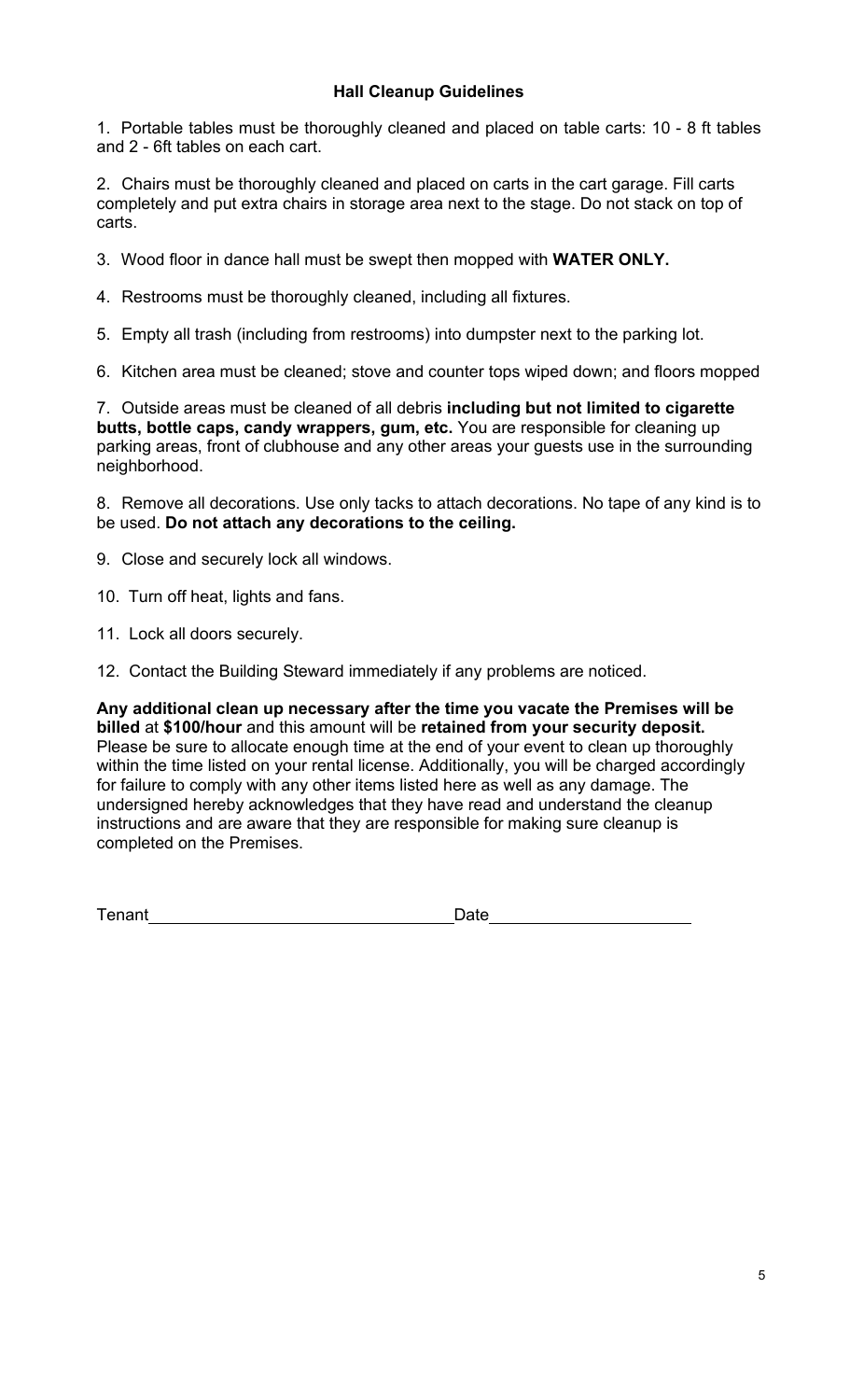## Hall Cleanup Guidelines

1. Portable tables must be thoroughly cleaned and placed on table carts: 10 - 8 ft tables and 2 - 6ft tables on each cart.

2. Chairs must be thoroughly cleaned and placed on carts in the cart garage. Fill carts completely and put extra chairs in storage area next to the stage. Do not stack on top of carts.

3. Wood floor in dance hall must be swept then mopped with **WATER ONLY.**

4. Restrooms must be thoroughly cleaned, including all fixtures.

5. Empty all trash (including from restrooms) into dumpster next to the parking lot.

6. Kitchen area must be cleaned; stove and counter tops wiped down; and floors mopped

7. Outside areas must be cleaned of all debris **including but not limited to cigarette butts, bottle caps, candy wrappers, gum, etc.** You are responsible for cleaning up parking areas, front of clubhouse and any other areas your guests use in the surrounding neighborhood.

8. Remove all decorations. Use only tacks to attach decorations. No tape of any kind is to be used. **Do not attach any decorations to the ceiling.**

9. Close and securely lock all windows.

10. Turn off heat, lights and fans.

11. Lock all doors securely.

12. Contact the Building Steward immediately if any problems are noticed.

**Any additional clean up necessary after the time you vacate the Premises will be billed** at **$100/hour** and this amount will be **retained from your security deposit.** Please be sure to allocate enough time at the end of your event to clean up thoroughly within the time listed on your rental license. Additionally, you will be charged accordingly for failure to comply with any other items listed here as well as any damage. The undersigned hereby acknowledges that they have read and understand the cleanup instructions and are aware that they are responsible for making sure cleanup is completed on the Premises.

Tenant________________________________ Date_____________________